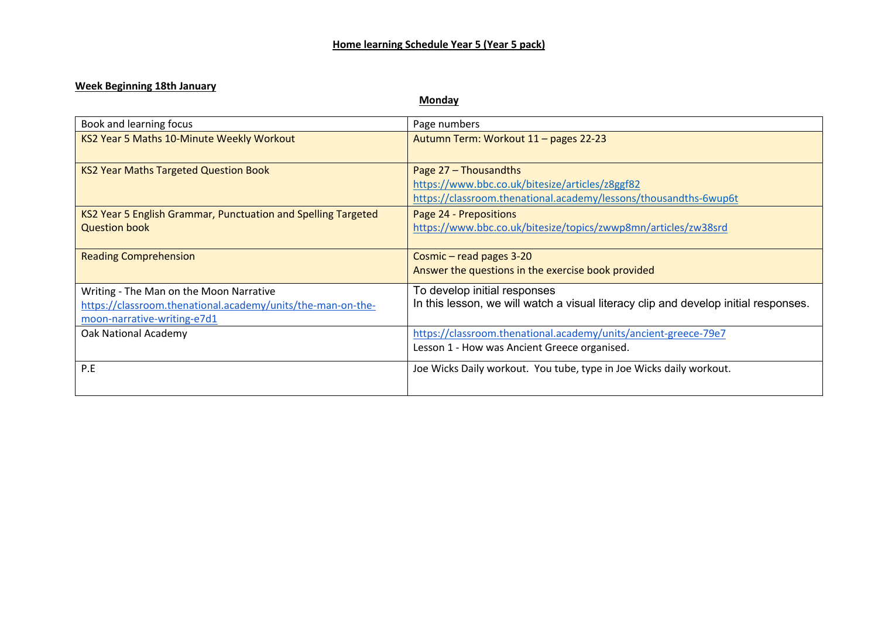**Home learning Schedule Year 5 (Year 5 pack)**

**Week Beginning 18th January**

**Monday**

| Book and learning focus | Page numbers |
|---|---|
| KS2 Year 5 Maths 10-Minute Weekly Workout | Autumn Term: Workout 11 – pages 22-23 |
| KS2 Year Maths Targeted Question Book | Page 27 – Thousandths<br>https://www.bbc.co.uk/bitesize/articles/z8ggf82<br>https://classroom.thenational.academy/lessons/thousandths-6wup6t |
| KS2 Year 5 English Grammar, Punctuation and Spelling Targeted Question book | Page 24 - Prepositions<br>https://www.bbc.co.uk/bitesize/topics/zwwp8mn/articles/zw38srd |
| Reading Comprehension | Cosmic – read pages 3-20<br>Answer the questions in the exercise book provided |
| Writing - The Man on the Moon Narrative<br>https://classroom.thenational.academy/units/the-man-on-the-moon-narrative-writing-e7d1 | To develop initial responses<br>In this lesson, we will watch a visual literacy clip and develop initial responses. |
| Oak National Academy | https://classroom.thenational.academy/units/ancient-greece-79e7<br>Lesson 1 - How was Ancient Greece organised. |
| P.E | Joe Wicks Daily workout. You tube, type in Joe Wicks daily workout. |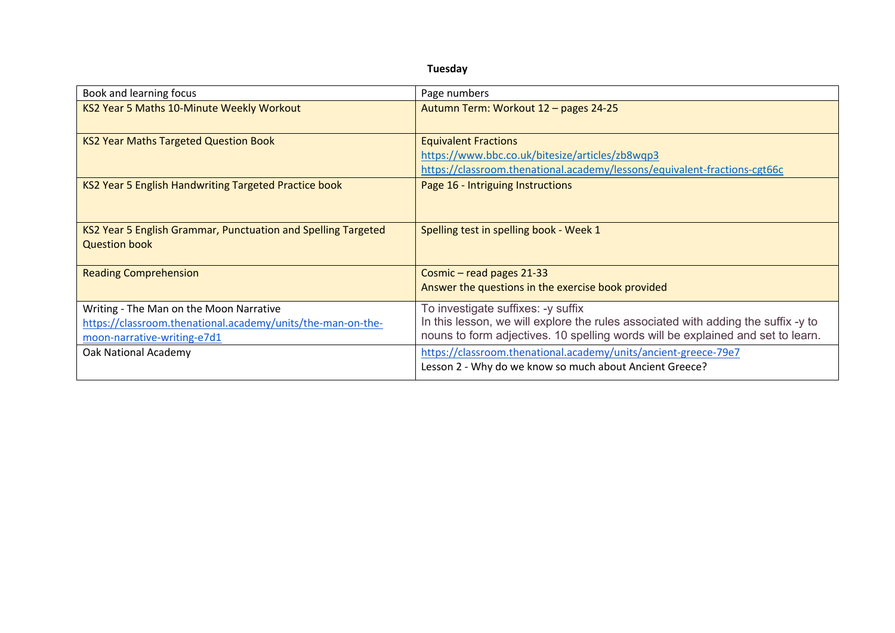**Tuesday**

| Book and learning focus | Page numbers |
|---|---|
| KS2 Year 5 Maths 10-Minute Weekly Workout | Autumn Term: Workout 12 – pages 24-25 |
| KS2 Year Maths Targeted Question Book | Equivalent Fractions<br>https://www.bbc.co.uk/bitesize/articles/zb8wqp3<br>https://classroom.thenational.academy/lessons/equivalent-fractions-cgt66c |
| KS2 Year 5 English Handwriting Targeted Practice book | Page 16 - Intriguing Instructions |
| KS2 Year 5 English Grammar, Punctuation and Spelling Targeted Question book | Spelling test in spelling book - Week 1 |
| Reading Comprehension | Cosmic – read pages 21-33<br>Answer the questions in the exercise book provided |
| Writing - The Man on the Moon Narrative<br>https://classroom.thenational.academy/units/the-man-on-the-moon-narrative-writing-e7d1 | To investigate suffixes: -y suffix<br>In this lesson, we will explore the rules associated with adding the suffix -y to nouns to form adjectives. 10 spelling words will be explained and set to learn. |
| Oak National Academy | https://classroom.thenational.academy/units/ancient-greece-79e7<br>Lesson 2 - Why do we know so much about Ancient Greece? |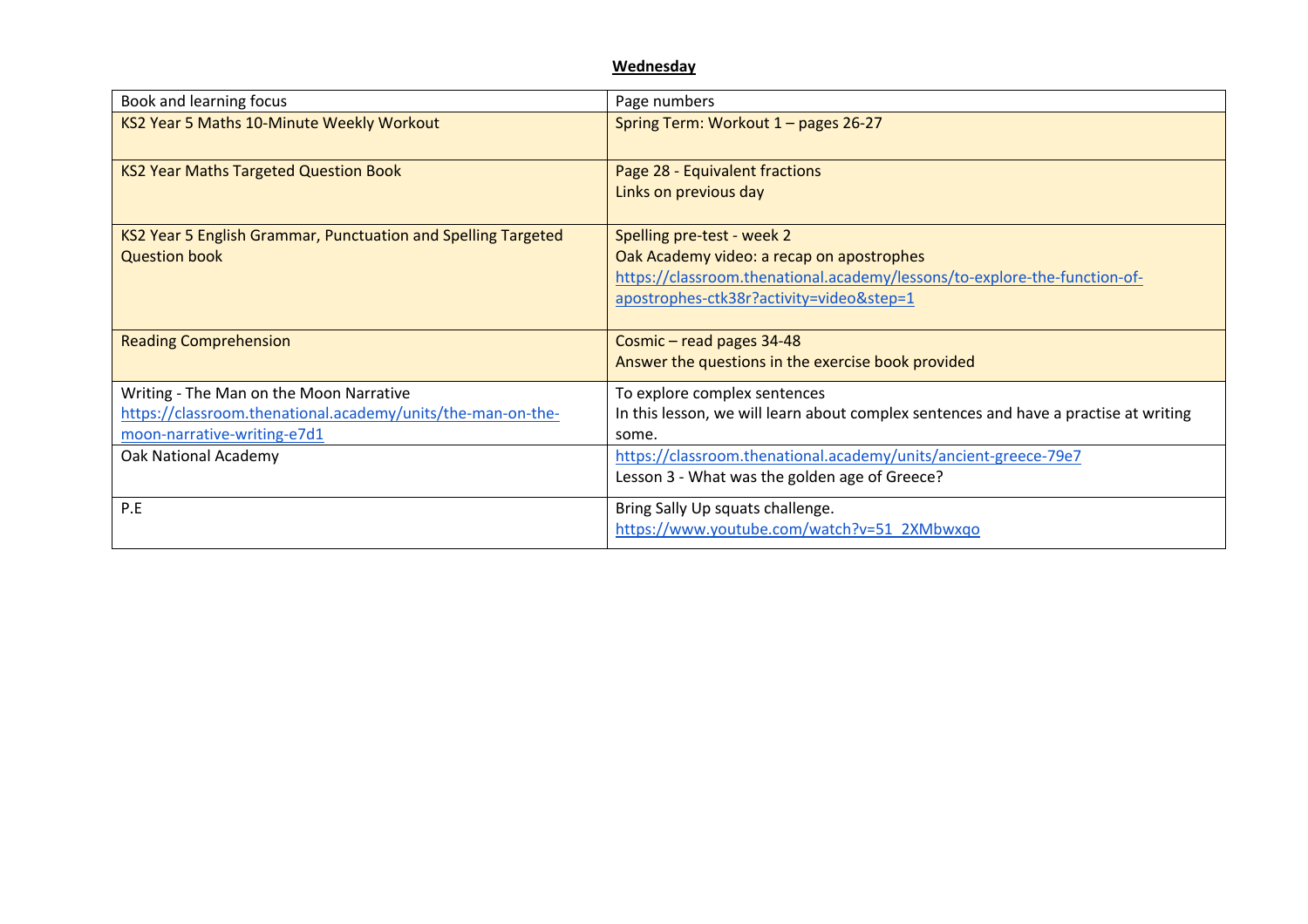**Wednesday**

| Book and learning focus | Page numbers |
|---|---|
| KS2 Year 5 Maths 10-Minute Weekly Workout | Spring Term: Workout 1 – pages 26-27 |
| KS2 Year Maths Targeted Question Book | Page 28 - Equivalent fractions<br>Links on previous day |
| KS2 Year 5 English Grammar, Punctuation and Spelling Targeted Question book | Spelling pre-test - week 2<br>Oak Academy video: a recap on apostrophes<br>https://classroom.thenational.academy/lessons/to-explore-the-function-of-apostrophes-ctk38r?activity=video&step=1 |
| Reading Comprehension | Cosmic – read pages 34-48<br>Answer the questions in the exercise book provided |
| Writing - The Man on the Moon Narrative<br>https://classroom.thenational.academy/units/the-man-on-the-moon-narrative-writing-e7d1 | To explore complex sentences<br>In this lesson, we will learn about complex sentences and have a practise at writing some. |
| Oak National Academy | https://classroom.thenational.academy/units/ancient-greece-79e7<br>Lesson 3 - What was the golden age of Greece? |
| P.E | Bring Sally Up squats challenge.<br>https://www.youtube.com/watch?v=51_2XMbwxqo |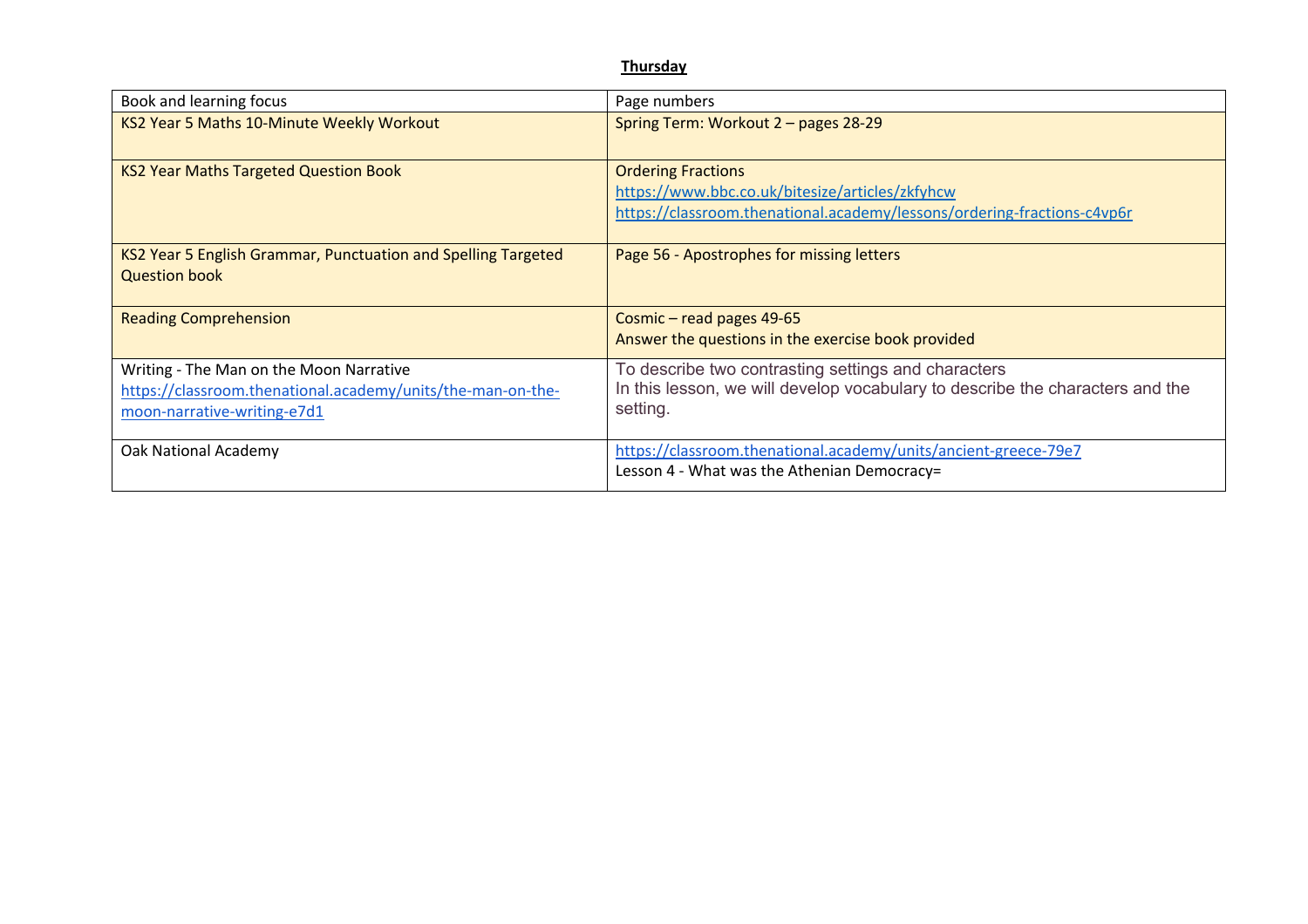**Thursday**

| Book and learning focus | Page numbers |
| --- | --- |
| KS2 Year 5 Maths 10-Minute Weekly Workout | Spring Term: Workout 2 – pages 28-29 |
| KS2 Year Maths Targeted Question Book | Ordering Fractions<br>https://www.bbc.co.uk/bitesize/articles/zkfyhcw<br>https://classroom.thenational.academy/lessons/ordering-fractions-c4vp6r |
| KS2 Year 5 English Grammar, Punctuation and Spelling Targeted Question book | Page 56 - Apostrophes for missing letters |
| Reading Comprehension | Cosmic – read pages 49-65<br>Answer the questions in the exercise book provided |
| Writing - The Man on the Moon Narrative<br>https://classroom.thenational.academy/units/the-man-on-the-moon-narrative-writing-e7d1 | To describe two contrasting settings and characters<br>In this lesson, we will develop vocabulary to describe the characters and the setting. |
| Oak National Academy | https://classroom.thenational.academy/units/ancient-greece-79e7<br>Lesson 4 - What was the Athenian Democracy= |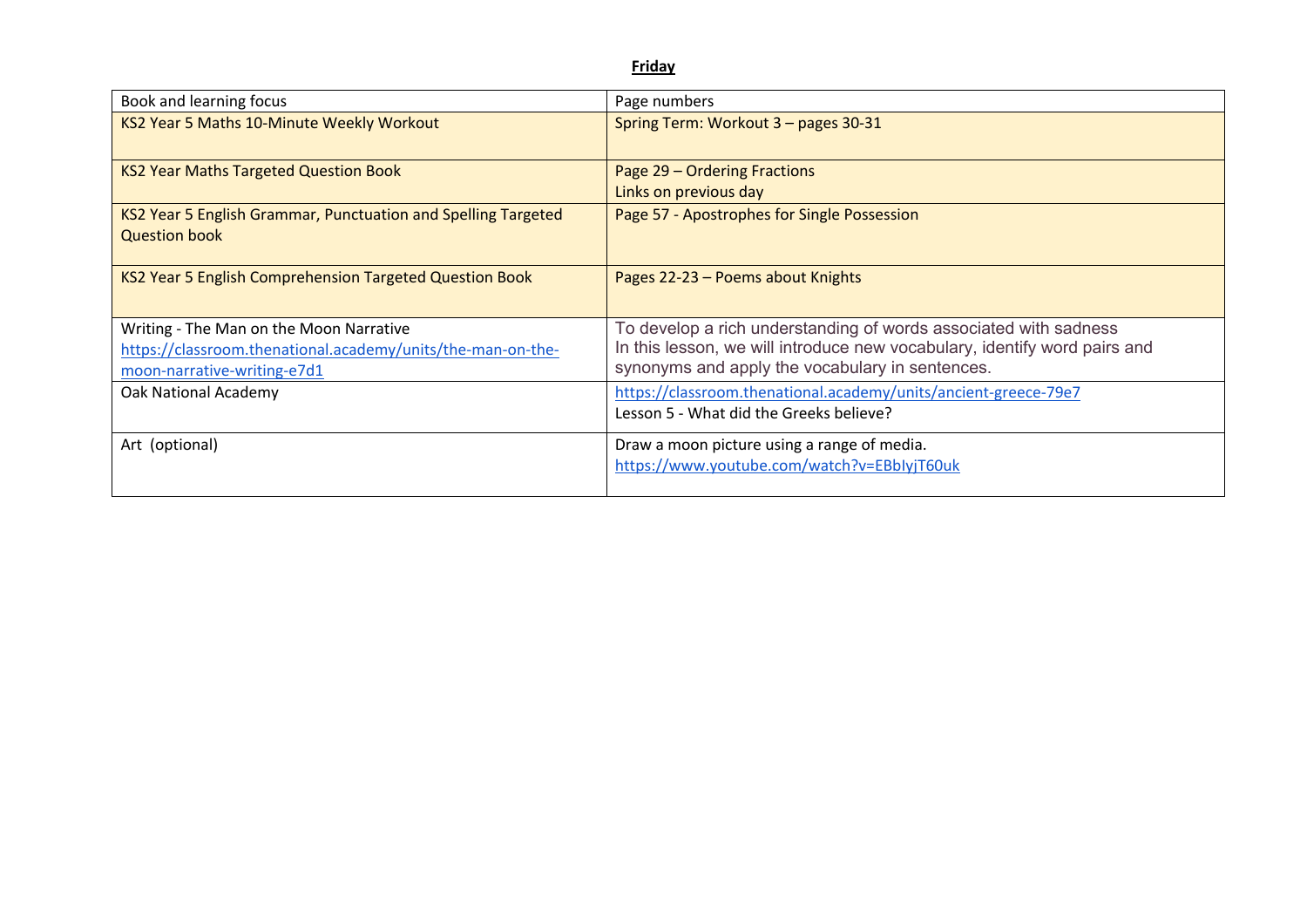**Friday**

| Book and learning focus | Page numbers |
|---|---|
| KS2 Year 5 Maths 10-Minute Weekly Workout | Spring Term: Workout 3 – pages 30-31 |
| KS2 Year Maths Targeted Question Book | Page 29 – Ordering Fractions<br>Links on previous day |
| KS2 Year 5 English Grammar, Punctuation and Spelling Targeted Question book | Page 57 - Apostrophes for Single Possession |
| KS2 Year 5 English Comprehension Targeted Question Book | Pages 22-23 – Poems about Knights |
| Writing - The Man on the Moon Narrative<br>https://classroom.thenational.academy/units/the-man-on-the-moon-narrative-writing-e7d1 | To develop a rich understanding of words associated with sadness<br>In this lesson, we will introduce new vocabulary, identify word pairs and synonyms and apply the vocabulary in sentences. |
| Oak National Academy | https://classroom.thenational.academy/units/ancient-greece-79e7<br>Lesson 5 - What did the Greeks believe? |
| Art (optional) | Draw a moon picture using a range of media.<br>https://www.youtube.com/watch?v=EBbIyjT60uk |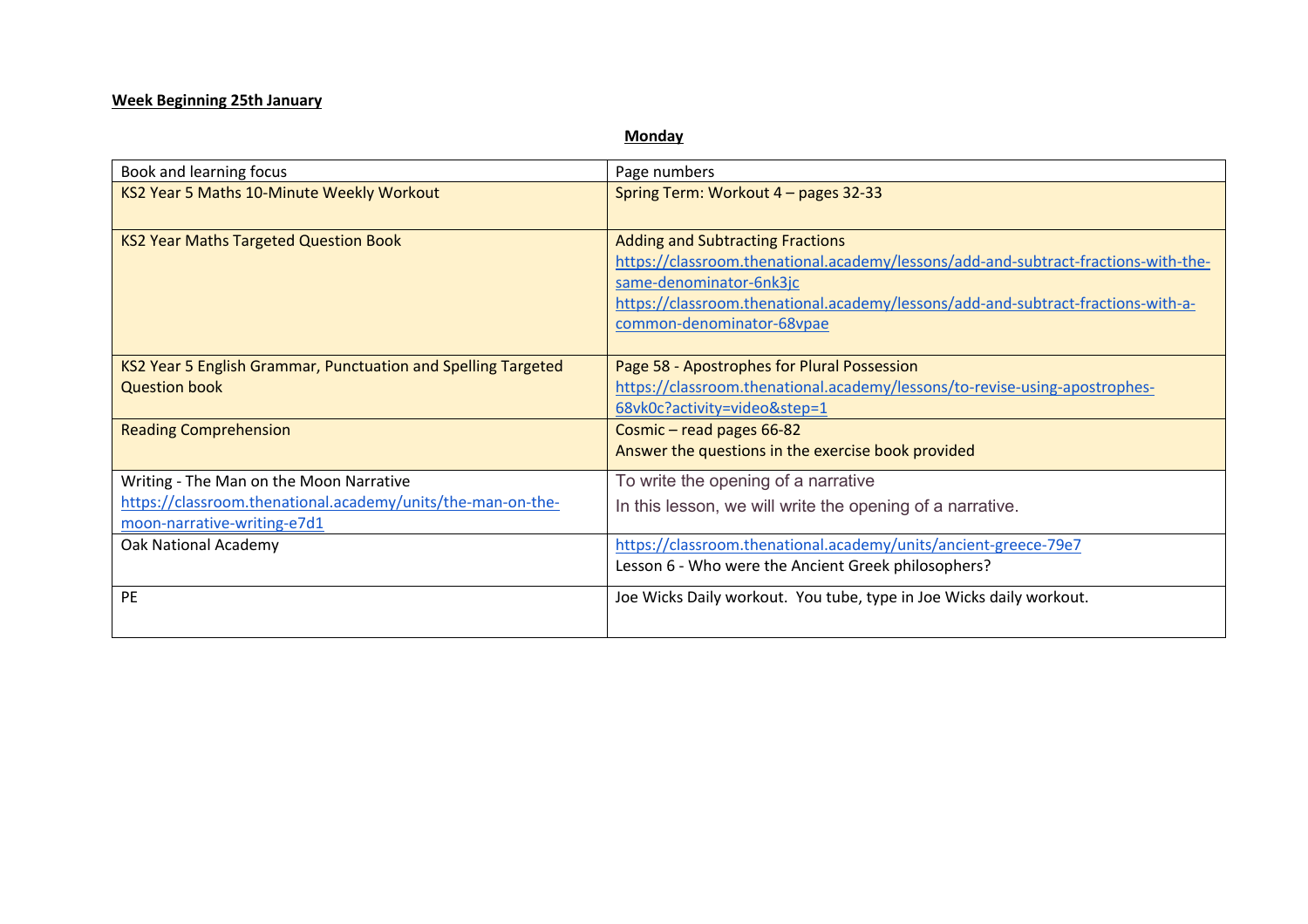**Week Beginning 25th January**

**Monday**

| Book and learning focus | Page numbers |
| --- | --- |
| KS2 Year 5 Maths 10-Minute Weekly Workout | Spring Term: Workout 4 – pages 32-33 |
| KS2 Year Maths Targeted Question Book | Adding and Subtracting Fractions<br>https://classroom.thenational.academy/lessons/add-and-subtract-fractions-with-the-same-denominator-6nk3jc<br>https://classroom.thenational.academy/lessons/add-and-subtract-fractions-with-a-common-denominator-68vpae |
| KS2 Year 5 English Grammar, Punctuation and Spelling Targeted Question book | Page 58 - Apostrophes for Plural Possession<br>https://classroom.thenational.academy/lessons/to-revise-using-apostrophes-68vk0c?activity=video&step=1 |
| Reading Comprehension | Cosmic – read pages 66-82<br>Answer the questions in the exercise book provided |
| Writing - The Man on the Moon Narrative<br>https://classroom.thenational.academy/units/the-man-on-the-moon-narrative-writing-e7d1 | To write the opening of a narrative<br>In this lesson, we will write the opening of a narrative. |
| Oak National Academy | https://classroom.thenational.academy/units/ancient-greece-79e7<br>Lesson 6 - Who were the Ancient Greek philosophers? |
| PE | Joe Wicks Daily workout. You tube, type in Joe Wicks daily workout. |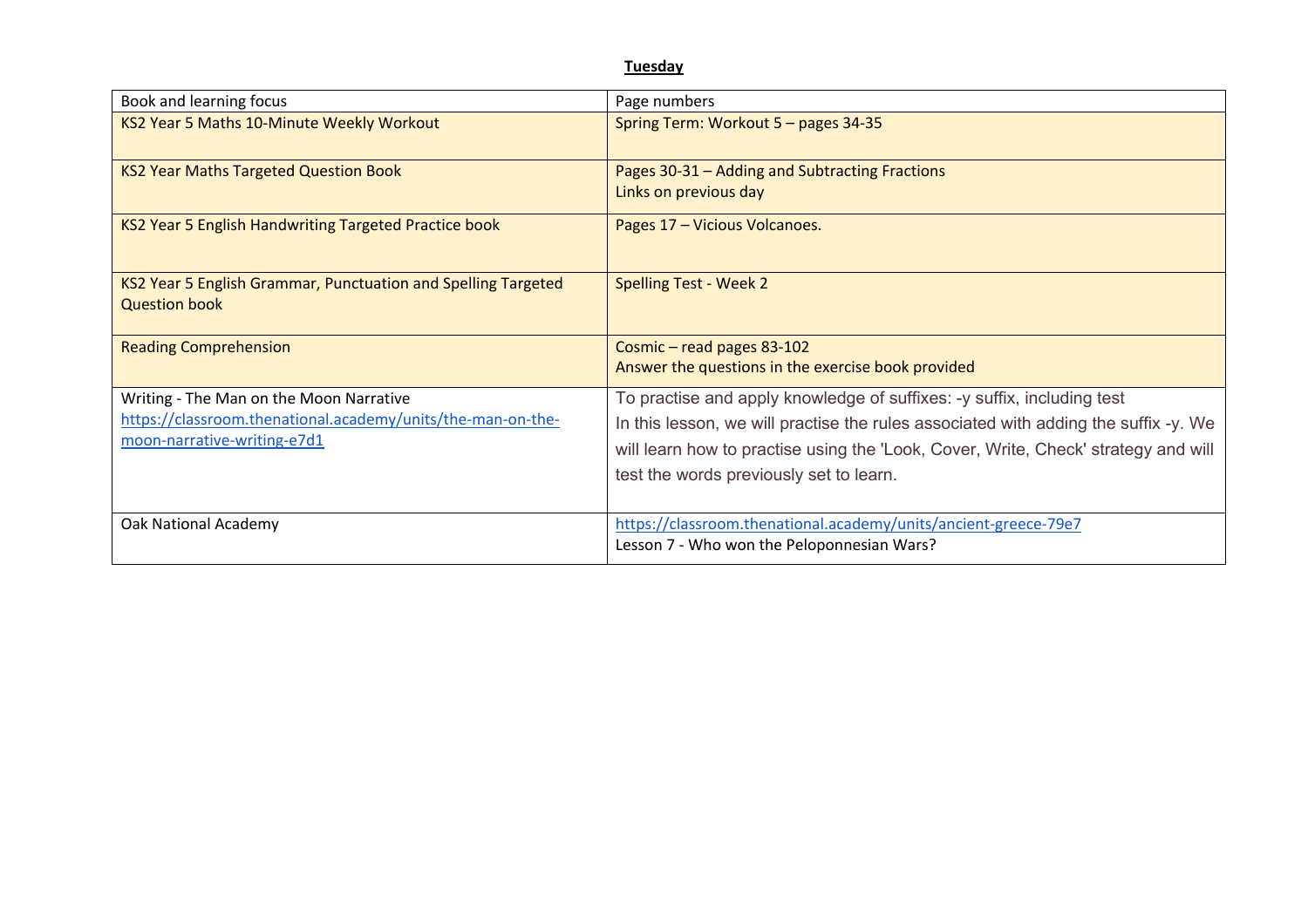**Tuesday**

| Book and learning focus | Page numbers |
| --- | --- |
| KS2 Year 5 Maths 10-Minute Weekly Workout | Spring Term: Workout 5 – pages 34-35 |
| KS2 Year Maths Targeted Question Book | Pages 30-31 – Adding and Subtracting Fractions<br>Links on previous day |
| KS2 Year 5 English Handwriting Targeted Practice book | Pages 17 – Vicious Volcanoes. |
| KS2 Year 5 English Grammar, Punctuation and Spelling Targeted Question book | Spelling Test - Week 2 |
| Reading Comprehension | Cosmic – read pages 83-102<br>Answer the questions in the exercise book provided |
| Writing - The Man on the Moon Narrative<br>https://classroom.thenational.academy/units/the-man-on-the-moon-narrative-writing-e7d1 | To practise and apply knowledge of suffixes: -y suffix, including test<br>In this lesson, we will practise the rules associated with adding the suffix -y. We will learn how to practise using the 'Look, Cover, Write, Check' strategy and will test the words previously set to learn. |
| Oak National Academy | https://classroom.thenational.academy/units/ancient-greece-79e7<br>Lesson 7 - Who won the Peloponnesian Wars? |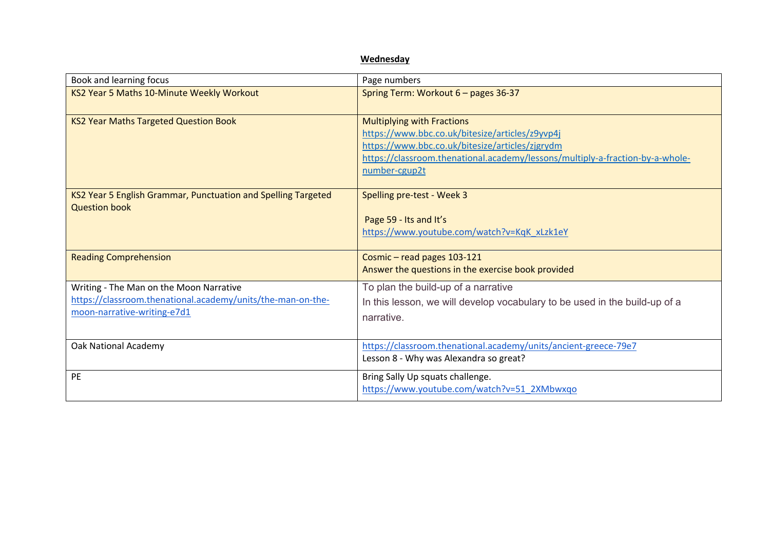**Wednesday**

| Book and learning focus | Page numbers |
| --- | --- |
| KS2 Year 5 Maths 10-Minute Weekly Workout | Spring Term: Workout 6 – pages 36-37 |
| KS2 Year Maths Targeted Question Book | Multiplying with Fractions<br>https://www.bbc.co.uk/bitesize/articles/z9yvp4j<br>https://www.bbc.co.uk/bitesize/articles/zjgrydm<br>https://classroom.thenational.academy/lessons/multiply-a-fraction-by-a-whole-number-cgup2t |
| KS2 Year 5 English Grammar, Punctuation and Spelling Targeted Question book | Spelling pre-test - Week 3<br><br>Page 59 - Its and It's<br>https://www.youtube.com/watch?v=KqK_xLzk1eY |
| Reading Comprehension | Cosmic – read pages 103-121<br>Answer the questions in the exercise book provided |
| Writing - The Man on the Moon Narrative<br>https://classroom.thenational.academy/units/the-man-on-the-moon-narrative-writing-e7d1 | To plan the build-up of a narrative<br>In this lesson, we will develop vocabulary to be used in the build-up of a narrative. |
| Oak National Academy | https://classroom.thenational.academy/units/ancient-greece-79e7<br>Lesson 8 - Why was Alexandra so great? |
| PE | Bring Sally Up squats challenge.<br>https://www.youtube.com/watch?v=51_2XMbwxqo |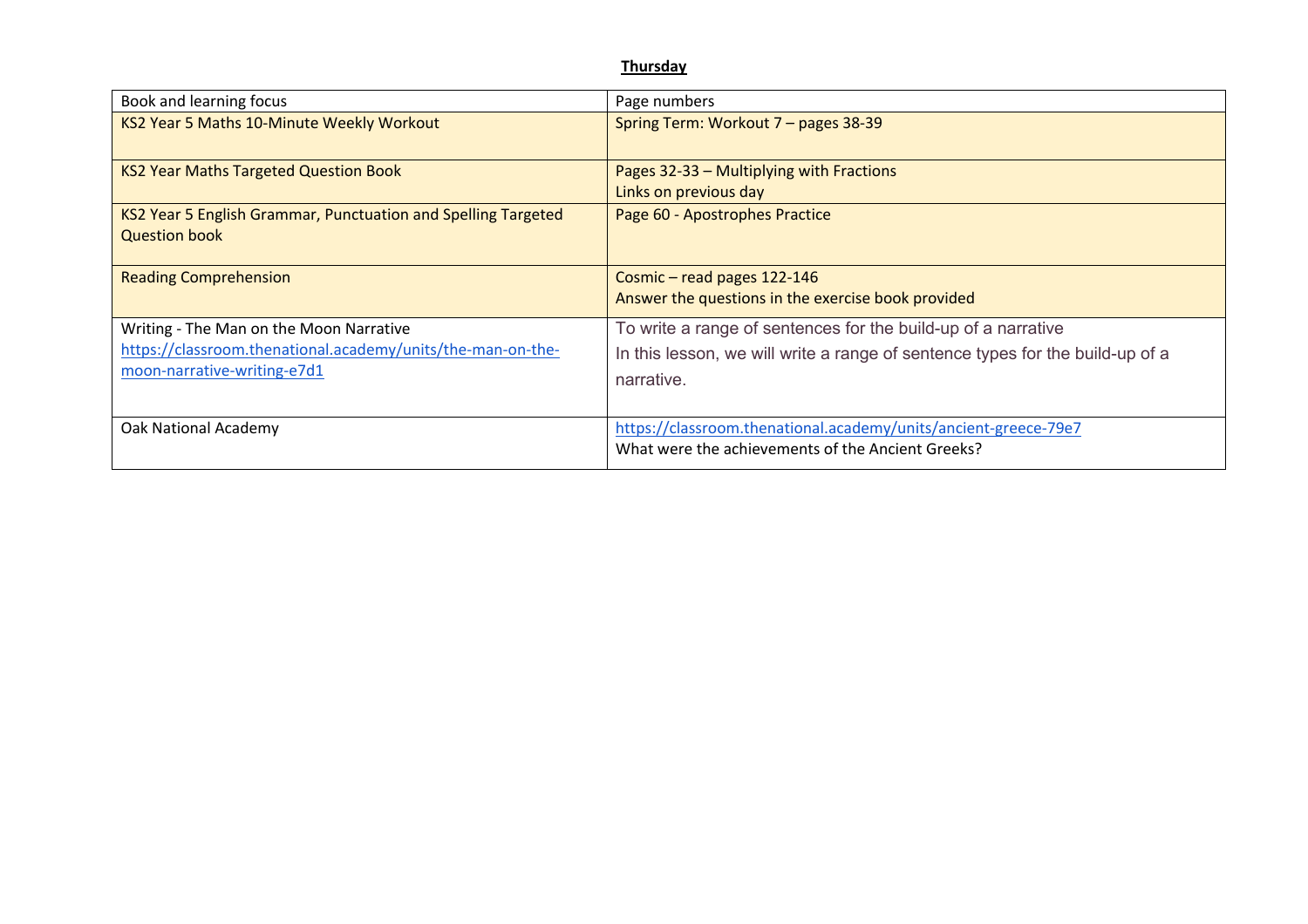**Thursday**

| Book and learning focus | Page numbers |
|---|---|
| KS2 Year 5 Maths 10-Minute Weekly Workout | Spring Term: Workout 7 – pages 38-39 |
| KS2 Year Maths Targeted Question Book | Pages 32-33 – Multiplying with Fractions<br>Links on previous day |
| KS2 Year 5 English Grammar, Punctuation and Spelling Targeted Question book | Page 60 - Apostrophes Practice |
| Reading Comprehension | Cosmic – read pages 122-146<br>Answer the questions in the exercise book provided |
| Writing - The Man on the Moon Narrative<br>https://classroom.thenational.academy/units/the-man-on-the-moon-narrative-writing-e7d1 | To write a range of sentences for the build-up of a narrative<br>In this lesson, we will write a range of sentence types for the build-up of a narrative. |
| Oak National Academy | https://classroom.thenational.academy/units/ancient-greece-79e7<br>What were the achievements of the Ancient Greeks? |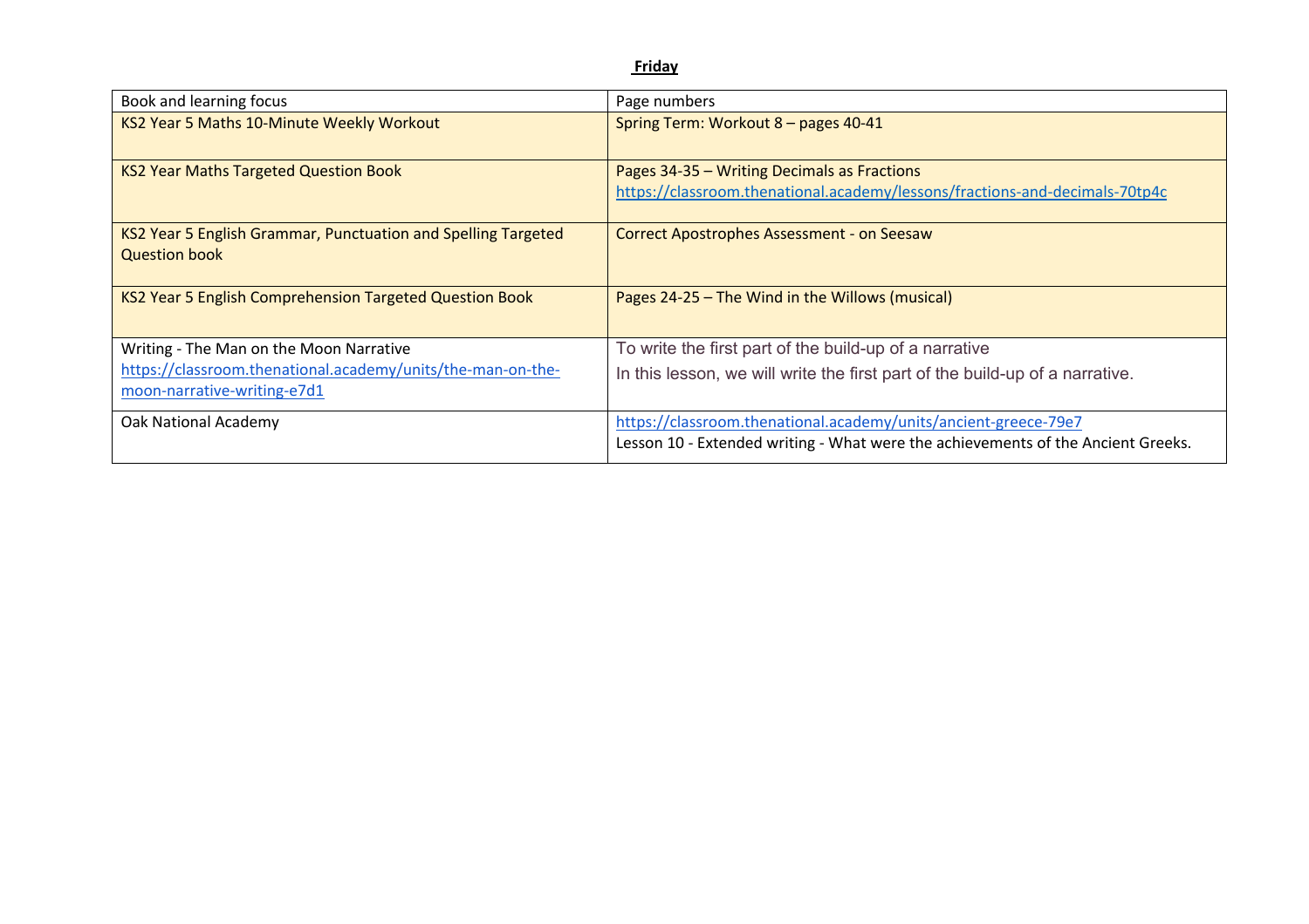**Friday**

| Book and learning focus | Page numbers |
| --- | --- |
| KS2 Year 5 Maths 10-Minute Weekly Workout | Spring Term: Workout 8 – pages 40-41 |
| KS2 Year Maths Targeted Question Book | Pages 34-35 – Writing Decimals as Fractions<br>https://classroom.thenational.academy/lessons/fractions-and-decimals-70tp4c |
| KS2 Year 5 English Grammar, Punctuation and Spelling Targeted Question book | Correct Apostrophes Assessment - on Seesaw |
| KS2 Year 5 English Comprehension Targeted Question Book | Pages 24-25 – The Wind in the Willows (musical) |
| Writing - The Man on the Moon Narrative<br>https://classroom.thenational.academy/units/the-man-on-the-moon-narrative-writing-e7d1 | To write the first part of the build-up of a narrative<br>In this lesson, we will write the first part of the build-up of a narrative. |
| Oak National Academy | https://classroom.thenational.academy/units/ancient-greece-79e7<br>Lesson 10 - Extended writing - What were the achievements of the Ancient Greeks. |